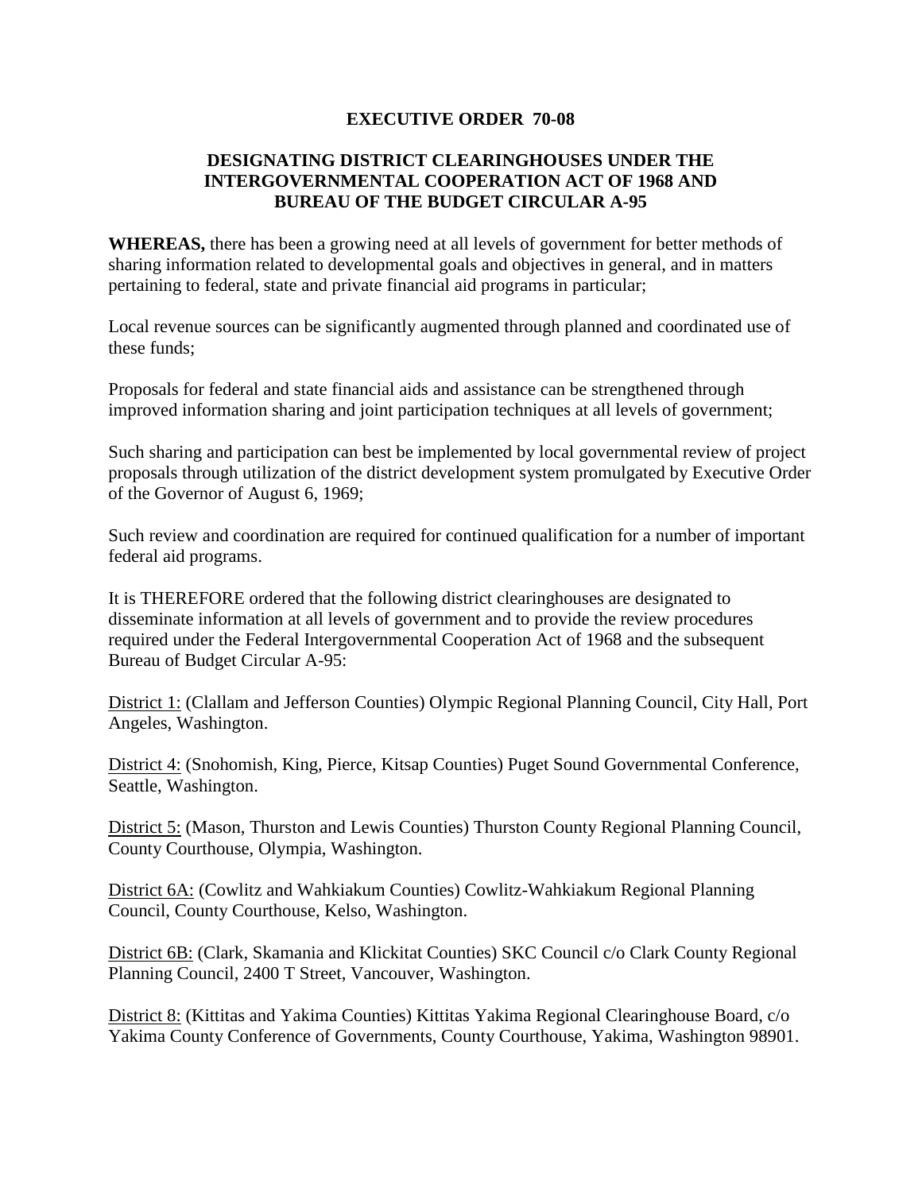# EXECUTIVE ORDER 70-08

## DESIGNATING DISTRICT CLEARINGHOUSES UNDER THE INTERGOVERNMENTAL COOPERATION ACT OF 1968 AND BUREAU OF THE BUDGET CIRCULAR A-95

**WHEREAS,** there has been a growing need at all levels of government for better methods of sharing information related to developmental goals and objectives in general, and in matters pertaining to federal, state and private financial aid programs in particular;

Local revenue sources can be significantly augmented through planned and coordinated use of these funds;

Proposals for federal and state financial aids and assistance can be strengthened through improved information sharing and joint participation techniques at all levels of government;

Such sharing and participation can best be implemented by local governmental review of project proposals through utilization of the district development system promulgated by Executive Order of the Governor of August 6, 1969;

Such review and coordination are required for continued qualification for a number of important federal aid programs.

It is THEREFORE ordered that the following district clearinghouses are designated to disseminate information at all levels of government and to provide the review procedures required under the Federal Intergovernmental Cooperation Act of 1968 and the subsequent Bureau of Budget Circular A-95:

<u>District 1:</u> (Clallam and Jefferson Counties) Olympic Regional Planning Council, City Hall, Port Angeles, Washington.

<u>District 4:</u> (Snohomish, King, Pierce, Kitsap Counties) Puget Sound Governmental Conference, Seattle, Washington.

<u>District 5:</u> (Mason, Thurston and Lewis Counties) Thurston County Regional Planning Council, County Courthouse, Olympia, Washington.

<u>District 6A:</u> (Cowlitz and Wahkiakum Counties) Cowlitz-Wahkiakum Regional Planning Council, County Courthouse, Kelso, Washington.

<u>District 6B:</u> (Clark, Skamania and Klickitat Counties) SKC Council c/o Clark County Regional Planning Council, 2400 T Street, Vancouver, Washington.

<u>District 8:</u> (Kittitas and Yakima Counties) Kittitas Yakima Regional Clearinghouse Board, c/o Yakima County Conference of Governments, County Courthouse, Yakima, Washington 98901.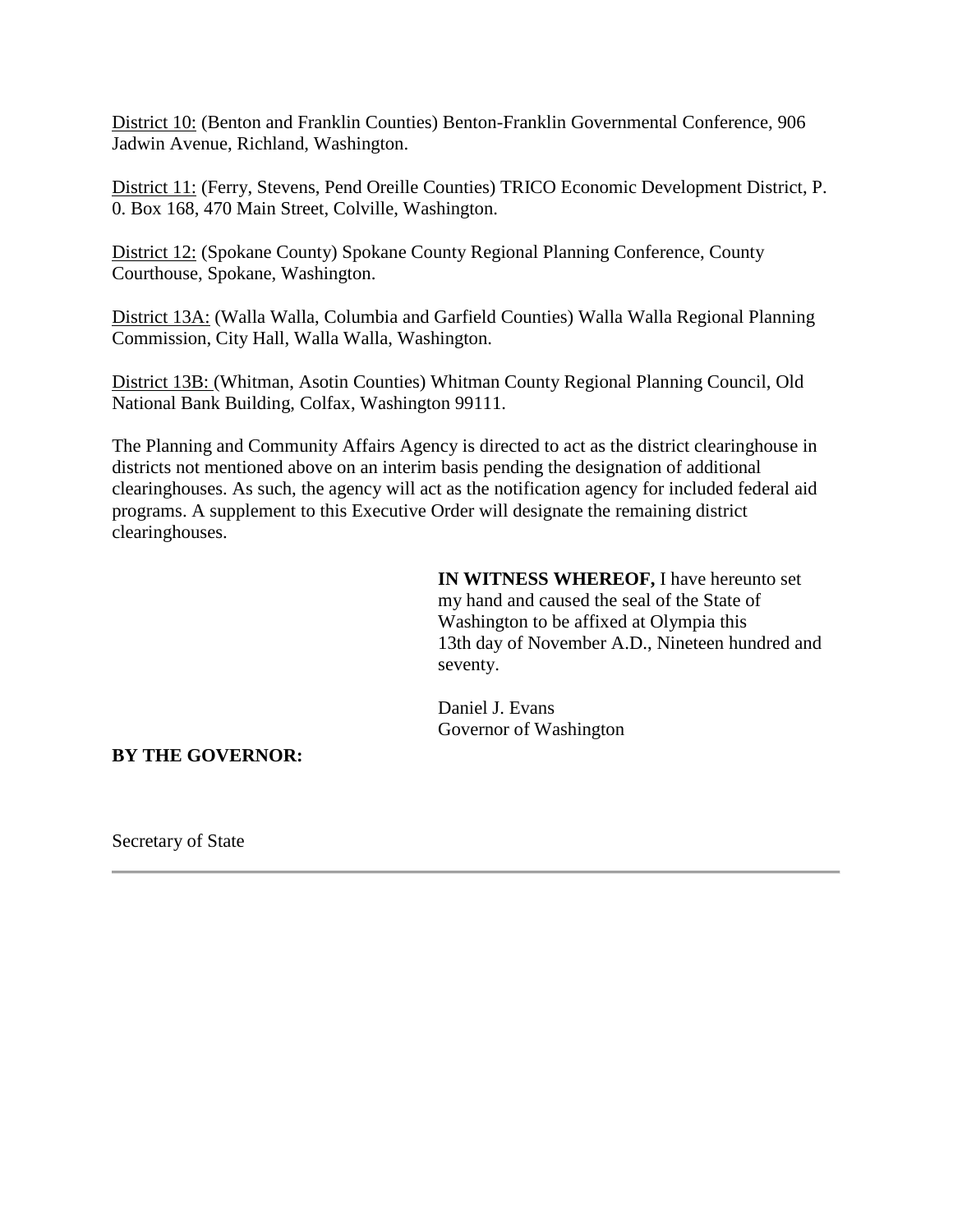<u>District 10:</u> (Benton and Franklin Counties) Benton-Franklin Governmental Conference, 906 Jadwin Avenue, Richland, Washington.

<u>District 11:</u> (Ferry, Stevens, Pend Oreille Counties) TRICO Economic Development District, P. 0. Box 168, 470 Main Street, Colville, Washington.

<u>District 12:</u> (Spokane County) Spokane County Regional Planning Conference, County Courthouse, Spokane, Washington.

<u>District 13A:</u> (Walla Walla, Columbia and Garfield Counties) Walla Walla Regional Planning Commission, City Hall, Walla Walla, Washington.

<u>District 13B:</u> (Whitman, Asotin Counties) Whitman County Regional Planning Council, Old National Bank Building, Colfax, Washington 99111.

The Planning and Community Affairs Agency is directed to act as the district clearinghouse in districts not mentioned above on an interim basis pending the designation of additional clearinghouses. As such, the agency will act as the notification agency for included federal aid programs. A supplement to this Executive Order will designate the remaining district clearinghouses.

**IN WITNESS WHEREOF,** I have hereunto set my hand and caused the seal of the State of Washington to be affixed at Olympia this 13th day of November A.D., Nineteen hundred and seventy.

Daniel J. Evans
Governor of Washington

**BY THE GOVERNOR:**

Secretary of State

---